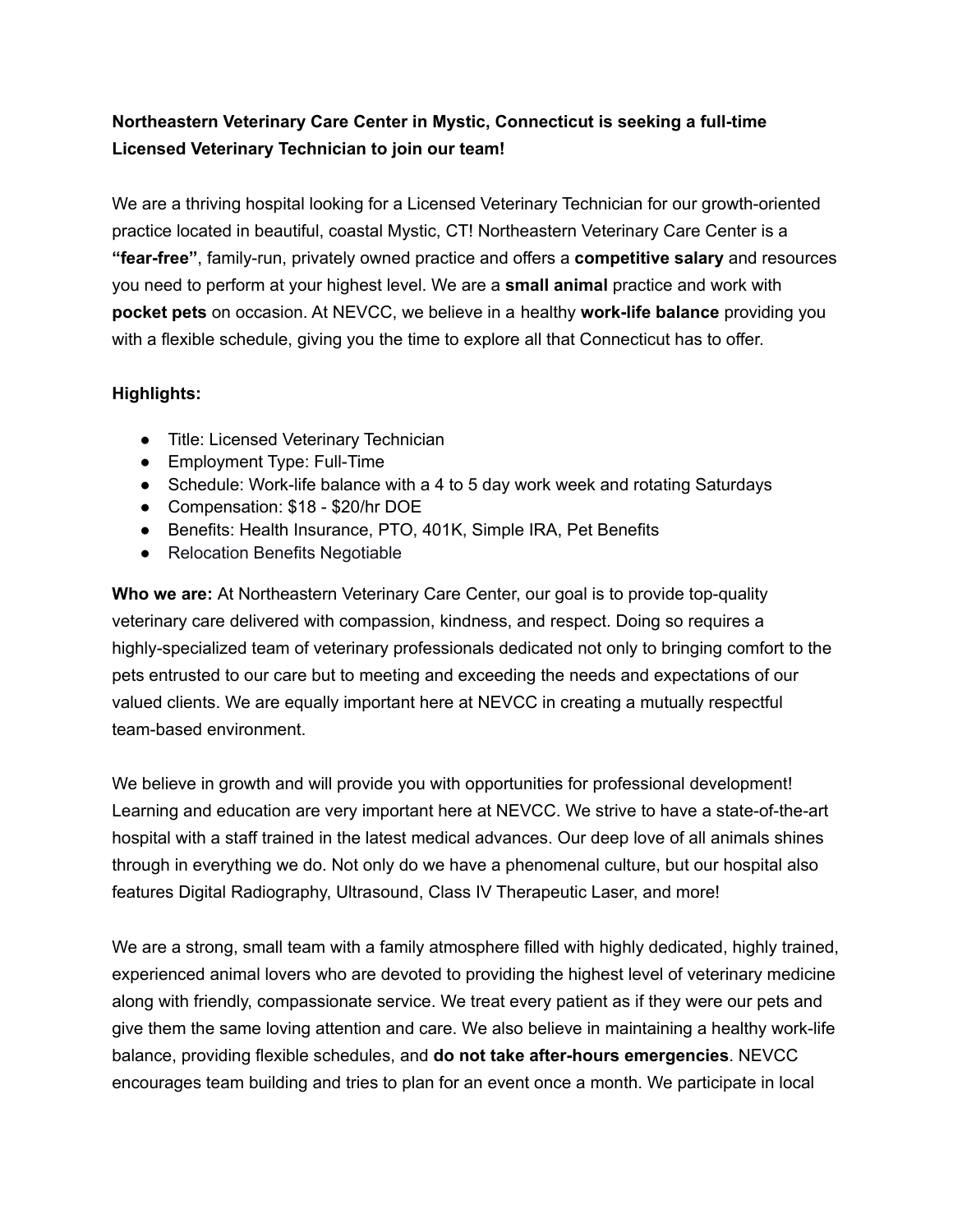**Northeastern Veterinary Care Center in Mystic, Connecticut is seeking a full-time Licensed Veterinary Technician to join our team!**

We are a thriving hospital looking for a Licensed Veterinary Technician for our growth-oriented practice located in beautiful, coastal Mystic, CT! Northeastern Veterinary Care Center is a **"fear-free"**, family-run, privately owned practice and offers a **competitive salary** and resources you need to perform at your highest level. We are a **small animal** practice and work with **pocket pets** on occasion. At NEVCC, we believe in a healthy **work-life balance** providing you with a flexible schedule, giving you the time to explore all that Connecticut has to offer.

**Highlights:**

- Title: Licensed Veterinary Technician
- Employment Type: Full-Time
- Schedule: Work-life balance with a 4 to 5 day work week and rotating Saturdays
- Compensation: $18 - $20/hr DOE
- Benefits: Health Insurance, PTO, 401K, Simple IRA, Pet Benefits
- Relocation Benefits Negotiable

**Who we are:** At Northeastern Veterinary Care Center, our goal is to provide top-quality veterinary care delivered with compassion, kindness, and respect. Doing so requires a highly-specialized team of veterinary professionals dedicated not only to bringing comfort to the pets entrusted to our care but to meeting and exceeding the needs and expectations of our valued clients. We are equally important here at NEVCC in creating a mutually respectful team-based environment.

We believe in growth and will provide you with opportunities for professional development! Learning and education are very important here at NEVCC. We strive to have a state-of-the-art hospital with a staff trained in the latest medical advances. Our deep love of all animals shines through in everything we do. Not only do we have a phenomenal culture, but our hospital also features Digital Radiography, Ultrasound, Class IV Therapeutic Laser, and more!

We are a strong, small team with a family atmosphere filled with highly dedicated, highly trained, experienced animal lovers who are devoted to providing the highest level of veterinary medicine along with friendly, compassionate service. We treat every patient as if they were our pets and give them the same loving attention and care. We also believe in maintaining a healthy work-life balance, providing flexible schedules, and **do not take after-hours emergencies**. NEVCC encourages team building and tries to plan for an event once a month. We participate in local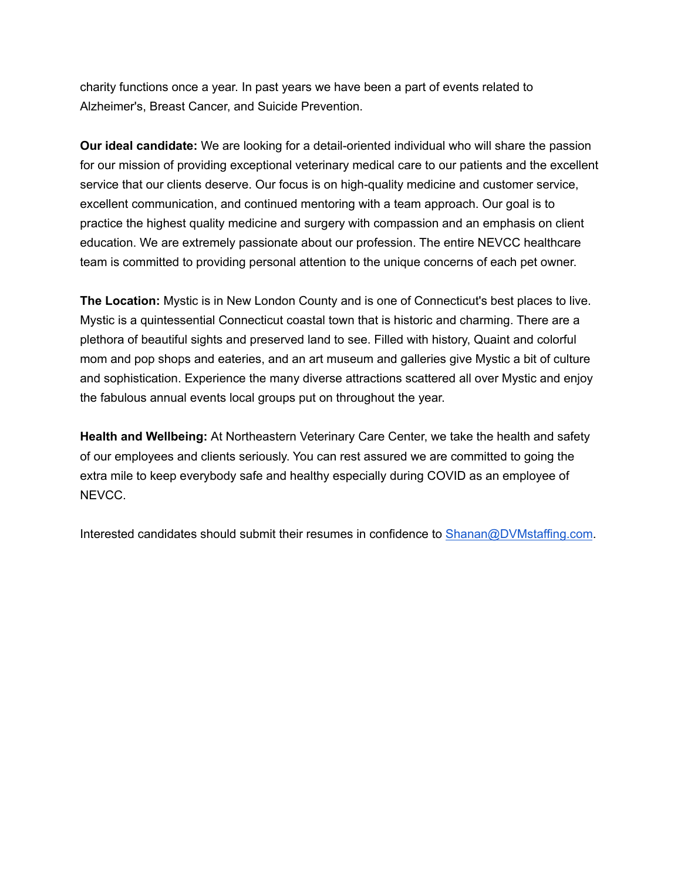charity functions once a year. In past years we have been a part of events related to Alzheimer's, Breast Cancer, and Suicide Prevention.

**Our ideal candidate:** We are looking for a detail-oriented individual who will share the passion for our mission of providing exceptional veterinary medical care to our patients and the excellent service that our clients deserve. Our focus is on high-quality medicine and customer service, excellent communication, and continued mentoring with a team approach. Our goal is to practice the highest quality medicine and surgery with compassion and an emphasis on client education. We are extremely passionate about our profession. The entire NEVCC healthcare team is committed to providing personal attention to the unique concerns of each pet owner.

**The Location:** Mystic is in New London County and is one of Connecticut's best places to live. Mystic is a quintessential Connecticut coastal town that is historic and charming. There are a plethora of beautiful sights and preserved land to see. Filled with history, Quaint and colorful mom and pop shops and eateries, and an art museum and galleries give Mystic a bit of culture and sophistication. Experience the many diverse attractions scattered all over Mystic and enjoy the fabulous annual events local groups put on throughout the year.

**Health and Wellbeing:** At Northeastern Veterinary Care Center, we take the health and safety of our employees and clients seriously. You can rest assured we are committed to going the extra mile to keep everybody safe and healthy especially during COVID as an employee of NEVCC.

Interested candidates should submit their resumes in confidence to [Shanan@DVMstaffing.com](mailto:Shanan@DVMstaffing.com).